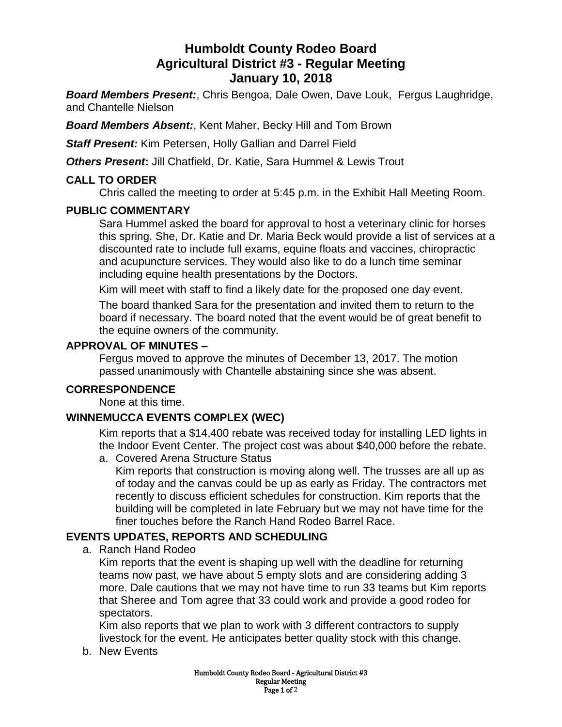# Humboldt County Rodeo Board
# Agricultural District #3 - Regular Meeting
# January 10, 2018

***Board Members Present:***, Chris Bengoa, Dale Owen, Dave Louk, Fergus Laughridge, and Chantelle Nielson

***Board Members Absent:***, Kent Maher, Becky Hill and Tom Brown

***Staff Present:*** Kim Petersen, Holly Gallian and Darrel Field

***Others Present*:** Jill Chatfield, Dr. Katie, Sara Hummel & Lewis Trout

## CALL TO ORDER

Chris called the meeting to order at 5:45 p.m. in the Exhibit Hall Meeting Room.

## PUBLIC COMMENTARY

Sara Hummel asked the board for approval to host a veterinary clinic for horses this spring. She, Dr. Katie and Dr. Maria Beck would provide a list of services at a discounted rate to include full exams, equine floats and vaccines, chiropractic and acupuncture services. They would also like to do a lunch time seminar including equine health presentations by the Doctors.

Kim will meet with staff to find a likely date for the proposed one day event.

The board thanked Sara for the presentation and invited them to return to the board if necessary. The board noted that the event would be of great benefit to the equine owners of the community.

## APPROVAL OF MINUTES –

Fergus moved to approve the minutes of December 13, 2017. The motion passed unanimously with Chantelle abstaining since she was absent.

## CORRESPONDENCE

None at this time.

## WINNEMUCCA EVENTS COMPLEX (WEC)

Kim reports that a $14,400 rebate was received today for installing LED lights in the Indoor Event Center. The project cost was about $40,000 before the rebate.

a. Covered Arena Structure Status

   Kim reports that construction is moving along well. The trusses are all up as of today and the canvas could be up as early as Friday. The contractors met recently to discuss efficient schedules for construction. Kim reports that the building will be completed in late February but we may not have time for the finer touches before the Ranch Hand Rodeo Barrel Race.

## EVENTS UPDATES, REPORTS AND SCHEDULING

a. Ranch Hand Rodeo

   Kim reports that the event is shaping up well with the deadline for returning teams now past, we have about 5 empty slots and are considering adding 3 more. Dale cautions that we may not have time to run 33 teams but Kim reports that Sheree and Tom agree that 33 could work and provide a good rodeo for spectators.

   Kim also reports that we plan to work with 3 different contractors to supply livestock for the event. He anticipates better quality stock with this change.

b. New Events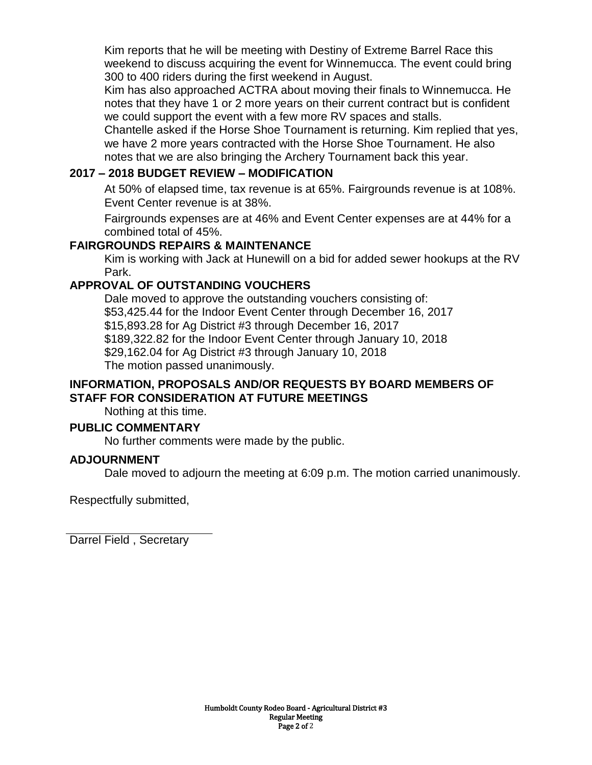Kim reports that he will be meeting with Destiny of Extreme Barrel Race this weekend to discuss acquiring the event for Winnemucca. The event could bring 300 to 400 riders during the first weekend in August.

Kim has also approached ACTRA about moving their finals to Winnemucca. He notes that they have 1 or 2 more years on their current contract but is confident we could support the event with a few more RV spaces and stalls.

Chantelle asked if the Horse Shoe Tournament is returning. Kim replied that yes, we have 2 more years contracted with the Horse Shoe Tournament. He also notes that we are also bringing the Archery Tournament back this year.

## 2017 – 2018 BUDGET REVIEW – MODIFICATION

At 50% of elapsed time, tax revenue is at 65%. Fairgrounds revenue is at 108%. Event Center revenue is at 38%.

Fairgrounds expenses are at 46% and Event Center expenses are at 44% for a combined total of 45%.

## FAIRGROUNDS REPAIRS & MAINTENANCE

Kim is working with Jack at Hunewill on a bid for added sewer hookups at the RV Park.

## APPROVAL OF OUTSTANDING VOUCHERS

Dale moved to approve the outstanding vouchers consisting of:
$53,425.44 for the Indoor Event Center through December 16, 2017
$15,893.28 for Ag District #3 through December 16, 2017
$189,322.82 for the Indoor Event Center through January 10, 2018
$29,162.04 for Ag District #3 through January 10, 2018
The motion passed unanimously.

## INFORMATION, PROPOSALS AND/OR REQUESTS BY BOARD MEMBERS OF STAFF FOR CONSIDERATION AT FUTURE MEETINGS

Nothing at this time.

## PUBLIC COMMENTARY

No further comments were made by the public.

## ADJOURNMENT

Dale moved to adjourn the meeting at 6:09 p.m. The motion carried unanimously.

Respectfully submitted,

Darrel Field , Secretary